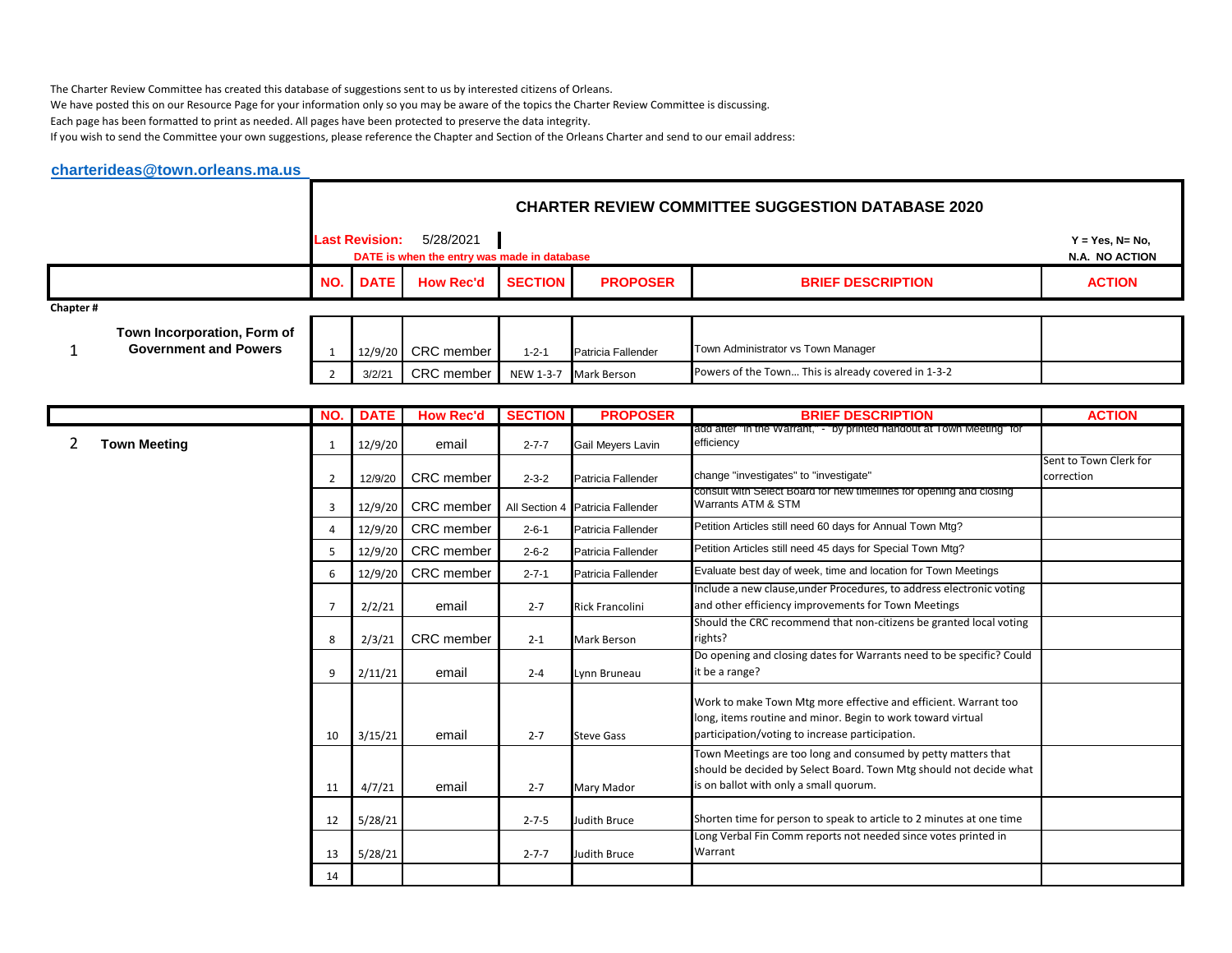The Charter Review Committee has created this database of suggestions sent to us by interested citizens of Orleans.
We have posted this on our Resource Page for your information only so you may be aware of the topics the Charter Review Committee is discussing.
Each page has been formatted to print as needed. All pages have been protected to preserve the data integrity.
If you wish to send the Committee your own suggestions, please reference the Chapter and Section of the Orleans Charter and send to our email address:

**charterideas@town.orleans.ma.us**

## CHARTER REVIEW COMMITTEE SUGGESTION DATABASE 2020

**Last Revision:** 5/28/2021

**DATE is when the entry was made in database**

**Y = Yes, N= No, N.A. NO ACTION**

| Chapter # | | NO. | DATE | How Rec'd | SECTION | PROPOSER | BRIEF DESCRIPTION | ACTION |
|---|---|---|---|---|---|---|---|---|
| 1 | Town Incorporation, Form of Government and Powers | 1 | 12/9/20 | CRC member | 1-2-1 | Patricia Fallender | Town Administrator vs Town Manager | |
| | | 2 | 3/2/21 | CRC member | NEW 1-3-7 | Mark Berson | Powers of the Town... This is already covered in 1-3-2 | |

| Chapter # | | NO. | DATE | How Rec'd | SECTION | PROPOSER | BRIEF DESCRIPTION | ACTION |
|---|---|---|---|---|---|---|---|---|
| 2 | Town Meeting | 1 | 12/9/20 | email | 2-7-7 | Gail Meyers Lavin | add after "in the Warrant," - "by printed handout at Town Meeting" for efficiency | |
| | | 2 | 12/9/20 | CRC member | 2-3-2 | Patricia Fallender | change "investigates" to "investigate" | Sent to Town Clerk for correction |
| | | 3 | 12/9/20 | CRC member | All Section 4 | Patricia Fallender | consult with Select Board for new timelines for opening and closing Warrants ATM & STM | |
| | | 4 | 12/9/20 | CRC member | 2-6-1 | Patricia Fallender | Petition Articles still need 60 days for Annual Town Mtg? | |
| | | 5 | 12/9/20 | CRC member | 2-6-2 | Patricia Fallender | Petition Articles still need 45 days for Special Town Mtg? | |
| | | 6 | 12/9/20 | CRC member | 2-7-1 | Patricia Fallender | Evaluate best day of week, time and location for Town Meetings | |
| | | 7 | 2/2/21 | email | 2-7 | Rick Francolini | Include a new clause,under Procedures, to address electronic voting and other efficiency improvements for Town Meetings | |
| | | 8 | 2/3/21 | CRC member | 2-1 | Mark Berson | Should the CRC recommend that non-citizens be granted local voting rights? | |
| | | 9 | 2/11/21 | email | 2-4 | Lynn Bruneau | Do opening and closing dates for Warrants need to be specific? Could it be a range? | |
| | | 10 | 3/15/21 | email | 2-7 | Steve Gass | Work to make Town Mtg more effective and efficient. Warrant too long, items routine and minor. Begin to work toward virtual participation/voting to increase participation. | |
| | | 11 | 4/7/21 | email | 2-7 | Mary Mador | Town Meetings are too long and consumed by petty matters that should be decided by Select Board. Town Mtg should not decide what is on ballot with only a small quorum. | |
| | | 12 | 5/28/21 | | 2-7-5 | Judith Bruce | Shorten time for person to speak to article to 2 minutes at one time | |
| | | 13 | 5/28/21 | | 2-7-7 | Judith Bruce | Long Verbal Fin Comm reports not needed since votes printed in Warrant | |
| | | 14 | | | | | | |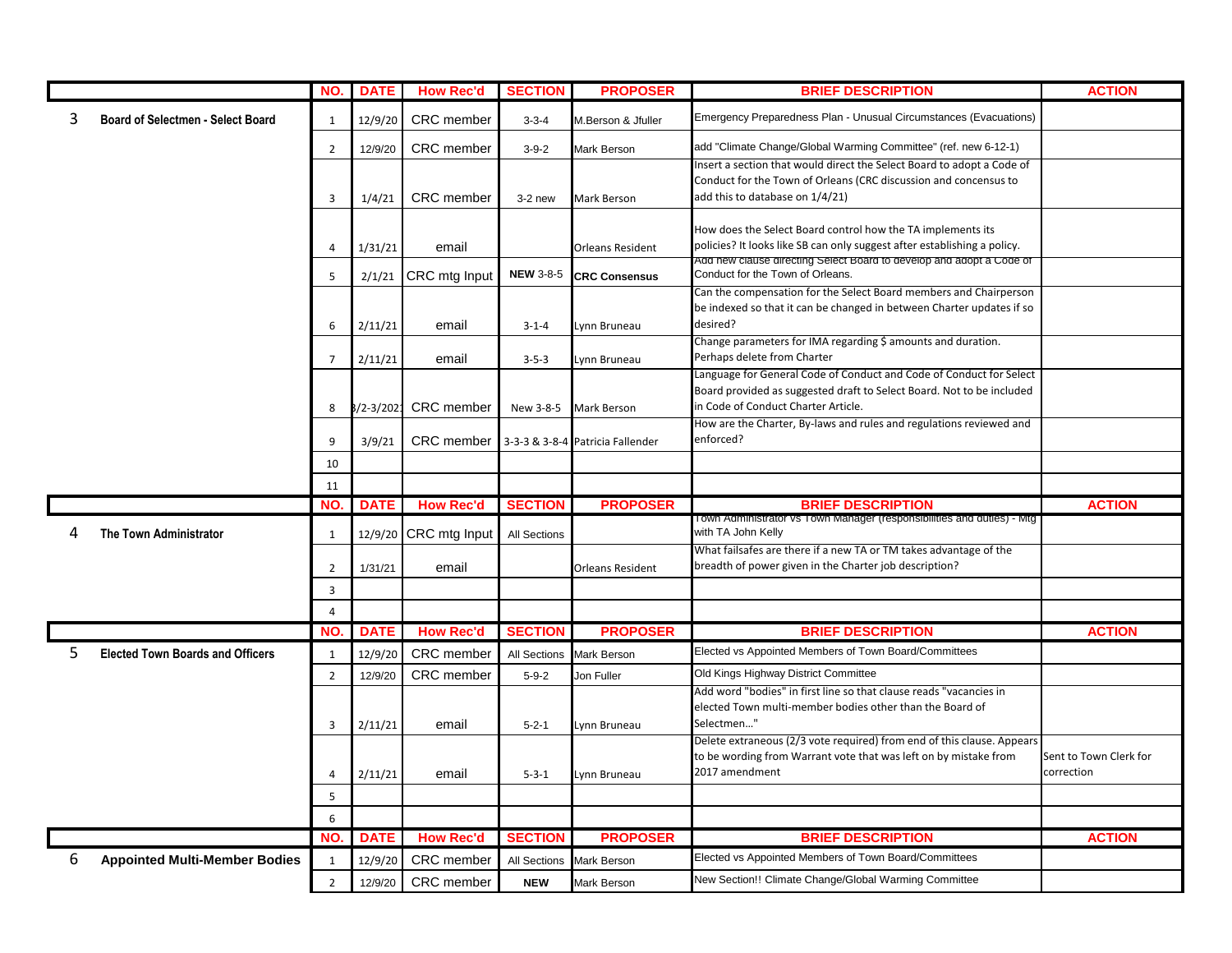| | | NO. | DATE | How Rec'd | SECTION | PROPOSER | BRIEF DESCRIPTION | ACTION |
|---|---|---|---|---|---|---|---|---|
| 3 | **Board of Selectmen - Select Board** | 1 | 12/9/20 | CRC member | 3-3-4 | M.Berson & Jfuller | Emergency Preparedness Plan - Unusual Circumstances (Evacuations) | |
| | | 2 | 12/9/20 | CRC member | 3-9-2 | Mark Berson | add "Climate Change/Global Warming Committee" (ref. new 6-12-1) | |
| | | 3 | 1/4/21 | CRC member | 3-2 new | Mark Berson | Insert a section that would direct the Select Board to adopt a Code of Conduct for the Town of Orleans (CRC discussion and concensus to add this to database on 1/4/21) | |
| | | 4 | 1/31/21 | email | | Orleans Resident | How does the Select Board control how the TA implements its policies? It looks like SB can only suggest after establishing a policy. | |
| | | 5 | 2/1/21 | CRC mtg Input | **NEW** 3-8-5 | **CRC Consensus** | Add new clause directing Select Board to develop and adopt a Code of Conduct for the Town of Orleans. | |
| | | 6 | 2/11/21 | email | 3-1-4 | Lynn Bruneau | Can the compensation for the Select Board members and Chairperson be indexed so that it can be changed in between Charter updates if so desired? | |
| | | 7 | 2/11/21 | email | 3-5-3 | Lynn Bruneau | Change parameters for IMA regarding $ amounts and duration. Perhaps delete from Charter | |
| | | 8 | 3/2-3/2021 | CRC member | New 3-8-5 | Mark Berson | Language for General Code of Conduct and Code of Conduct for Select Board provided as suggested draft to Select Board. Not to be included in Code of Conduct Charter Article. | |
| | | 9 | 3/9/21 | CRC member | 3-3-3 & 3-8-4 | Patricia Fallender | How are the Charter, By-laws and rules and regulations reviewed and enforced? | |
| | | 10 | | | | | | |
| | | 11 | | | | | | |
| | | **NO.** | **DATE** | **How Rec'd** | **SECTION** | **PROPOSER** | **BRIEF DESCRIPTION** | **ACTION** |
| 4 | **The Town Administrator** | 1 | 12/9/20 | CRC mtg Input | All Sections | | Town Administrator vs Town Manager (responsibilities and duties) - Mtg with TA John Kelly | |
| | | 2 | 1/31/21 | email | | Orleans Resident | What failsafes are there if a new TA or TM takes advantage of the breadth of power given in the Charter job description? | |
| | | 3 | | | | | | |
| | | 4 | | | | | | |
| | | **NO.** | **DATE** | **How Rec'd** | **SECTION** | **PROPOSER** | **BRIEF DESCRIPTION** | **ACTION** |
| 5 | **Elected Town Boards and Officers** | 1 | 12/9/20 | CRC member | All Sections | Mark Berson | Elected vs Appointed Members of Town Board/Committees | |
| | | 2 | 12/9/20 | CRC member | 5-9-2 | Jon Fuller | Old Kings Highway District Committee | |
| | | 3 | 2/11/21 | email | 5-2-1 | Lynn Bruneau | Add word "bodies" in first line so that clause reads "vacancies in elected Town multi-member bodies other than the Board of Selectmen..." | |
| | | 4 | 2/11/21 | email | 5-3-1 | Lynn Bruneau | Delete extraneous (2/3 vote required) from end of this clause. Appears to be wording from Warrant vote that was left on by mistake from 2017 amendment | Sent to Town Clerk for correction |
| | | 5 | | | | | | |
| | | 6 | | | | | | |
| | | **NO.** | **DATE** | **How Rec'd** | **SECTION** | **PROPOSER** | **BRIEF DESCRIPTION** | **ACTION** |
| 6 | **Appointed Multi-Member Bodies** | 1 | 12/9/20 | CRC member | All Sections | Mark Berson | Elected vs Appointed Members of Town Board/Committees | |
| | | 2 | 12/9/20 | CRC member | **NEW** | Mark Berson | New Section!! Climate Change/Global Warming Committee | |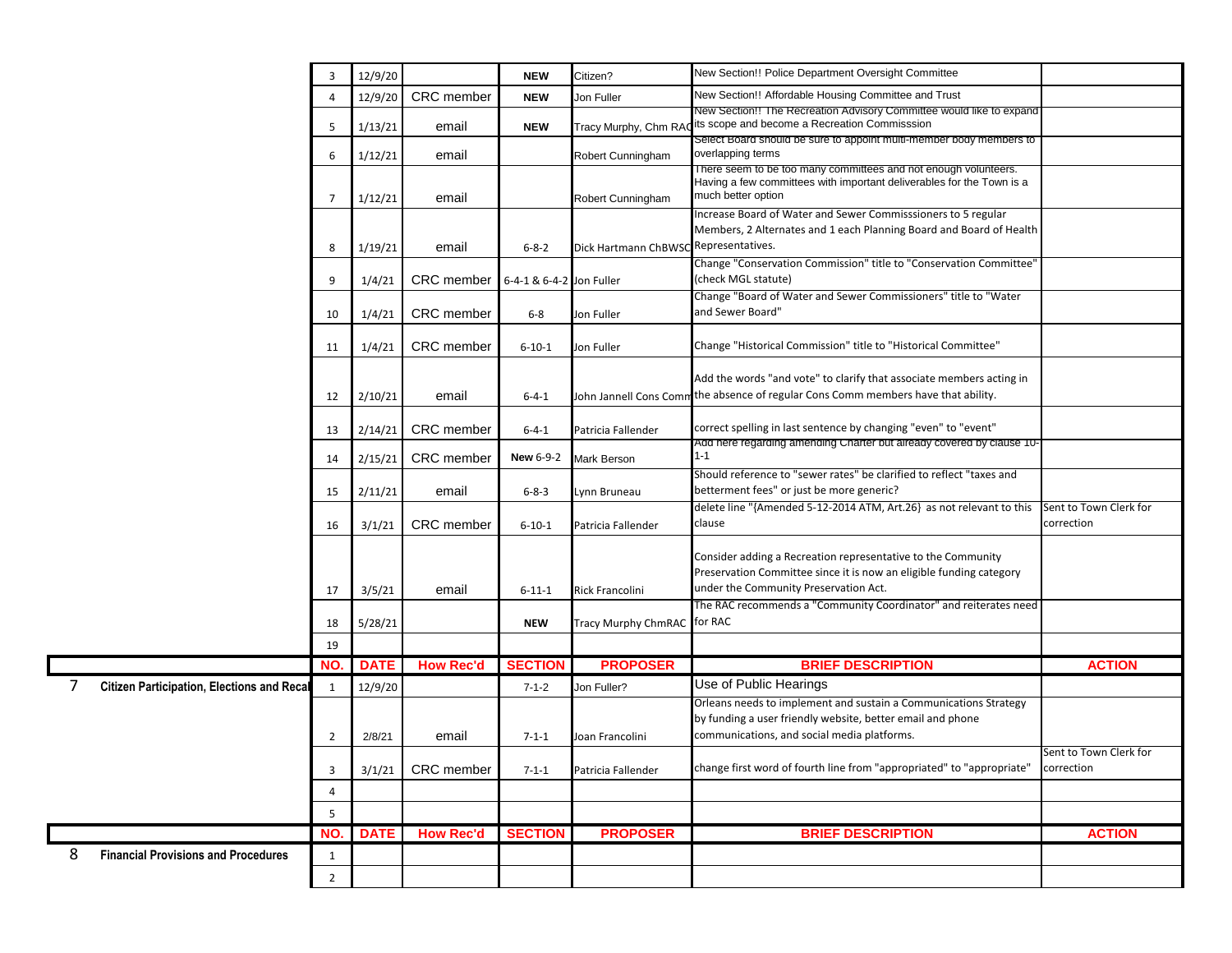| | | NO. | DATE | How Rec'd | SECTION | PROPOSER | BRIEF DESCRIPTION | ACTION |
|---|---|---|---|---|---|---|---|---|
| | | 3 | 12/9/20 | | NEW | Citizen? | New Section!! Police Department Oversight Committee | |
| | | 4 | 12/9/20 | CRC member | NEW | Jon Fuller | New Section!! Affordable Housing Committee and Trust | |
| | | 5 | 1/13/21 | email | NEW | Tracy Murphy, Chm RAC | New Section!! The Recreation Advisory Committee would like to expand its scope and become a Recreation Commisssion | |
| | | 6 | 1/12/21 | email | | Robert Cunningham | Select Board should be sure to appoint multi-member body members to overlapping terms | |
| | | 7 | 1/12/21 | email | | Robert Cunningham | There seem to be too many committees and not enough volunteers. Having a few committees with important deliverables for the Town is a much better option | |
| | | 8 | 1/19/21 | email | 6-8-2 | Dick Hartmann ChBWSC | Increase Board of Water and Sewer Commisssioners to 5 regular Members, 2 Alternates and 1 each Planning Board and Board of Health Representatives. | |
| | | 9 | 1/4/21 | CRC member | 6-4-1 & 6-4-2 | Jon Fuller | Change "Conservation Commission" title to "Conservation Committee" (check MGL statute) | |
| | | 10 | 1/4/21 | CRC member | 6-8 | Jon Fuller | Change "Board of Water and Sewer Commissioners" title to "Water and Sewer Board" | |
| | | 11 | 1/4/21 | CRC member | 6-10-1 | Jon Fuller | Change "Historical Commission" title to "Historical Committee" | |
| | | 12 | 2/10/21 | email | 6-4-1 | John Jannell Cons Comm | Add the words "and vote" to clarify that associate members acting in the absence of regular Cons Comm members have that ability. | |
| | | 13 | 2/14/21 | CRC member | 6-4-1 | Patricia Fallender | correct spelling in last sentence by changing "even" to "event" | |
| | | 14 | 2/15/21 | CRC member | New 6-9-2 | Mark Berson | Add here regarding amending Charter but already covered by clause 10-1-1 | |
| | | 15 | 2/11/21 | email | 6-8-3 | Lynn Bruneau | Should reference to "sewer rates" be clarified to reflect "taxes and betterment fees" or just be more generic? | |
| | | 16 | 3/1/21 | CRC member | 6-10-1 | Patricia Fallender | delete line "{Amended 5-12-2014 ATM, Art.26} as not relevant to this clause | Sent to Town Clerk for correction |
| | | 17 | 3/5/21 | email | 6-11-1 | Rick Francolini | Consider adding a Recreation representative to the Community Preservation Committee since it is now an eligible funding category under the Community Preservation Act. | |
| | | 18 | 5/28/21 | | NEW | Tracy Murphy ChmRAC | The RAC recommends a "Community Coordinator" and reiterates need for RAC | |
| | | 19 | | | | | | |
| | | **NO.** | **DATE** | **How Rec'd** | **SECTION** | **PROPOSER** | **BRIEF DESCRIPTION** | **ACTION** |
| 7 | **Citizen Participation, Elections and Recal** | 1 | 12/9/20 | | 7-1-2 | Jon Fuller? | Use of Public Hearings | |
| | | 2 | 2/8/21 | email | 7-1-1 | Joan Francolini | Orleans needs to implement and sustain a Communications Strategy by funding a user friendly website, better email and phone communications, and social media platforms. | |
| | | 3 | 3/1/21 | CRC member | 7-1-1 | Patricia Fallender | change first word of fourth line from "appropriated" to "appropriate" | Sent to Town Clerk for correction |
| | | 4 | | | | | | |
| | | 5 | | | | | | |
| | | **NO.** | **DATE** | **How Rec'd** | **SECTION** | **PROPOSER** | **BRIEF DESCRIPTION** | **ACTION** |
| 8 | **Financial Provisions and Procedures** | 1 | | | | | | |
| | | 2 | | | | | | |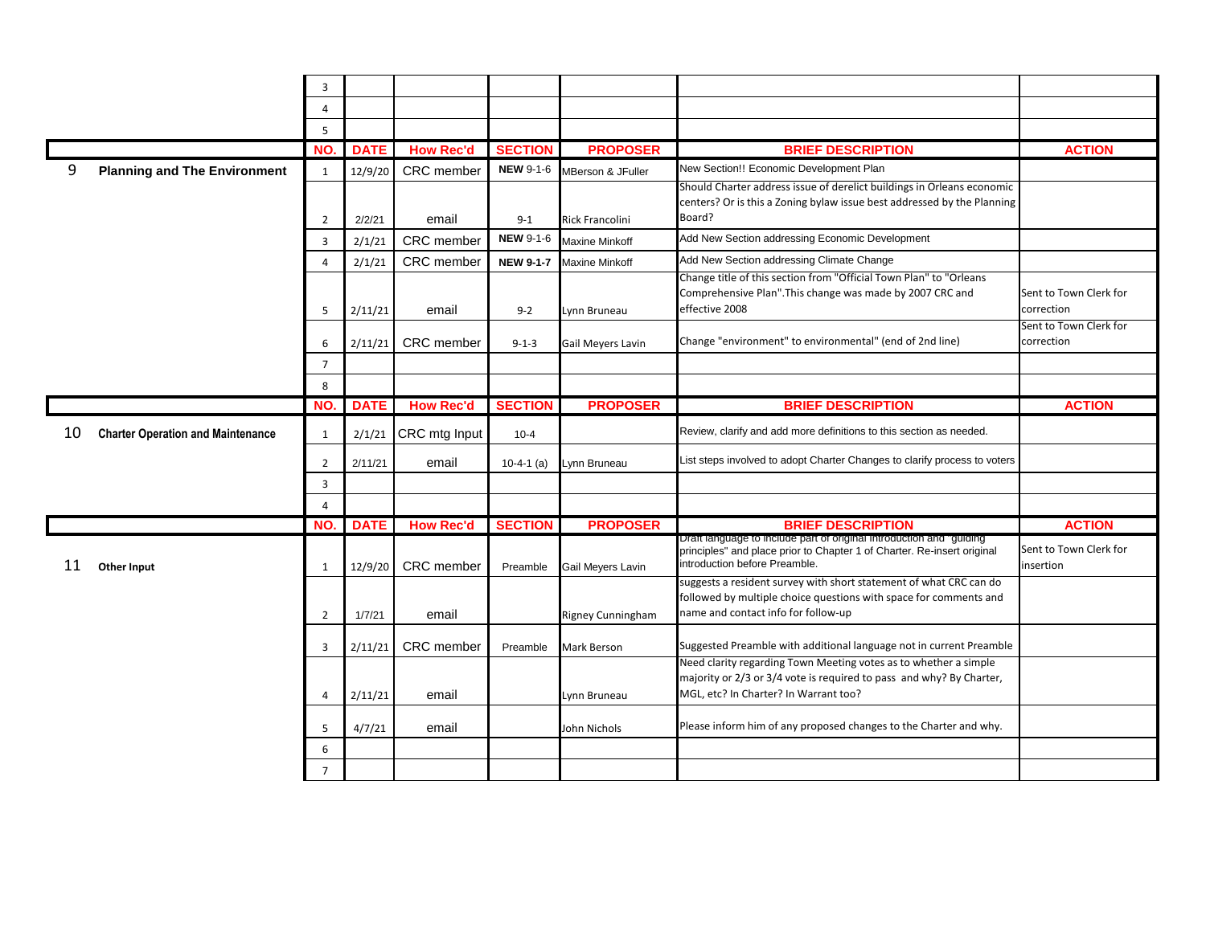| | | NO. | DATE | How Rec'd | SECTION | PROPOSER | BRIEF DESCRIPTION | ACTION |
|---|---|---|---|---|---|---|---|---|
| | | 3 | | | | | | |
| | | 4 | | | | | | |
| | | 5 | | | | | | |
| | | **NO.** | **DATE** | **How Rec'd** | **SECTION** | **PROPOSER** | **BRIEF DESCRIPTION** | **ACTION** |
| 9 | **Planning and The Environment** | 1 | 12/9/20 | CRC member | **NEW** 9-1-6 | MBerson & JFuller | New Section!! Economic Development Plan | |
| | | 2 | 2/2/21 | email | 9-1 | Rick Francolini | Should Charter address issue of derelict buildings in Orleans economic centers? Or is this a Zoning bylaw issue best addressed by the Planning Board? | |
| | | 3 | 2/1/21 | CRC member | **NEW** 9-1-6 | Maxine Minkoff | Add New Section addressing Economic Development | |
| | | 4 | 2/1/21 | CRC member | **NEW 9-1-7** | Maxine Minkoff | Add New Section addressing Climate Change | |
| | | 5 | 2/11/21 | email | 9-2 | Lynn Bruneau | Change title of this section from "Official Town Plan" to "Orleans Comprehensive Plan".This change was made by 2007 CRC and effective 2008 | Sent to Town Clerk for correction |
| | | 6 | 2/11/21 | CRC member | 9-1-3 | Gail Meyers Lavin | Change "environment" to environmental" (end of 2nd line) | Sent to Town Clerk for correction |
| | | 7 | | | | | | |
| | | 8 | | | | | | |
| | | **NO.** | **DATE** | **How Rec'd** | **SECTION** | **PROPOSER** | **BRIEF DESCRIPTION** | **ACTION** |
| 10 | **Charter Operation and Maintenance** | 1 | 2/1/21 | CRC mtg Input | 10-4 | | Review, clarify and add more definitions to this section as needed. | |
| | | 2 | 2/11/21 | email | 10-4-1 (a) | Lynn Bruneau | List steps involved to adopt Charter Changes to clarify process to voters | |
| | | 3 | | | | | | |
| | | 4 | | | | | | |
| | | **NO.** | **DATE** | **How Rec'd** | **SECTION** | **PROPOSER** | **BRIEF DESCRIPTION** | **ACTION** |
| 11 | **Other Input** | 1 | 12/9/20 | CRC member | Preamble | Gail Meyers Lavin | Draft language to include part of original introduction and "guiding principles" and place prior to Chapter 1 of Charter. Re-insert original introduction before Preamble. | Sent to Town Clerk for insertion |
| | | 2 | 1/7/21 | email | | Rigney Cunningham | suggests a resident survey with short statement of what CRC can do followed by multiple choice questions with space for comments and name and contact info for follow-up | |
| | | 3 | 2/11/21 | CRC member | Preamble | Mark Berson | Suggested Preamble with additional language not in current Preamble | |
| | | 4 | 2/11/21 | email | | Lynn Bruneau | Need clarity regarding Town Meeting votes as to whether a simple majority or 2/3 or 3/4 vote is required to pass and why? By Charter, MGL, etc? In Charter? In Warrant too? | |
| | | 5 | 4/7/21 | email | | John Nichols | Please inform him of any proposed changes to the Charter and why. | |
| | | 6 | | | | | | |
| | | 7 | | | | | | |